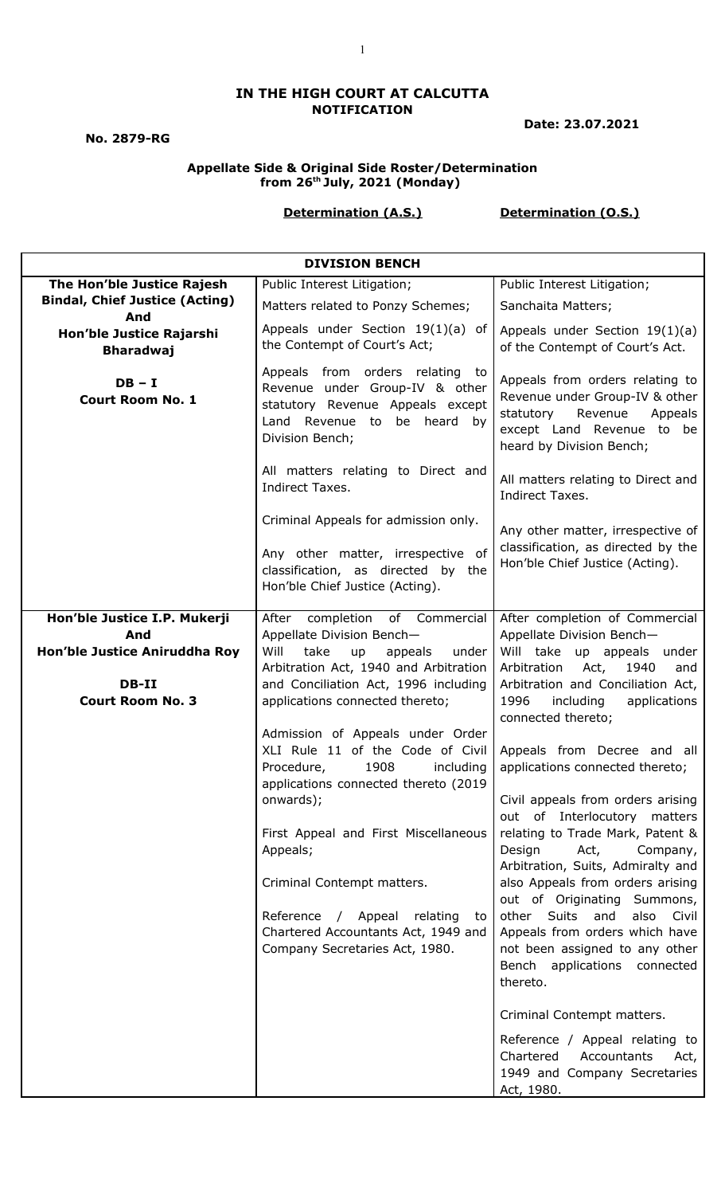**IN THE HIGH COURT AT CALCUTTA**
**NOTIFICATION**

**No. 2879-RG** **Date: 23.07.2021**

**Appellate Side & Original Side Roster/Determination from 26th July, 2021 (Monday)**

| **DIVISION BENCH** | **Determination (A.S.)** | **Determination (O.S.)** |
|---|---|---|
| **The Hon'ble Justice Rajesh Bindal, Chief Justice (Acting) And Hon'ble Justice Rajarshi Bharadwaj**<br><br>**DB – I**<br>**Court Room No. 1** | Public Interest Litigation;<br><br>Matters related to Ponzy Schemes;<br><br>Appeals under Section 19(1)(a) of the Contempt of Court's Act;<br><br>Appeals from orders relating to Revenue under Group-IV & other statutory Revenue Appeals except Land Revenue to be heard by Division Bench;<br><br>All matters relating to Direct and Indirect Taxes.<br><br>Criminal Appeals for admission only.<br><br>Any other matter, irrespective of classification, as directed by the Hon'ble Chief Justice (Acting). | Public Interest Litigation;<br><br>Sanchaita Matters;<br><br>Appeals under Section 19(1)(a) of the Contempt of Court's Act.<br><br>Appeals from orders relating to Revenue under Group-IV & other statutory Revenue Appeals except Land Revenue to be heard by Division Bench;<br><br>All matters relating to Direct and Indirect Taxes.<br><br>Any other matter, irrespective of classification, as directed by the Hon'ble Chief Justice (Acting). |
| **Hon'ble Justice I.P. Mukerji And Hon'ble Justice Aniruddha Roy**<br><br>**DB-II**<br>**Court Room No. 3** | After completion of Commercial Appellate Division Bench—<br>Will take up appeals under Arbitration Act, 1940 and Arbitration and Conciliation Act, 1996 including applications connected thereto;<br><br>Admission of Appeals under Order XLI Rule 11 of the Code of Civil Procedure, 1908 including applications connected thereto (2019 onwards);<br><br>First Appeal and First Miscellaneous Appeals;<br><br>Criminal Contempt matters.<br><br>Reference / Appeal relating to Chartered Accountants Act, 1949 and Company Secretaries Act, 1980. | After completion of Commercial Appellate Division Bench—<br>Will take up appeals under Arbitration Act, 1940 and Arbitration and Conciliation Act, 1996 including applications connected thereto;<br><br>Appeals from Decree and all applications connected thereto;<br><br>Civil appeals from orders arising out of Interlocutory matters relating to Trade Mark, Patent & Design Act, Company, Arbitration, Suits, Admiralty and also Appeals from orders arising out of Originating Summons, other Suits and also Civil Appeals from orders which have not been assigned to any other Bench applications connected thereto.<br><br>Criminal Contempt matters.<br><br>Reference / Appeal relating to Chartered Accountants Act, 1949 and Company Secretaries Act, 1980. |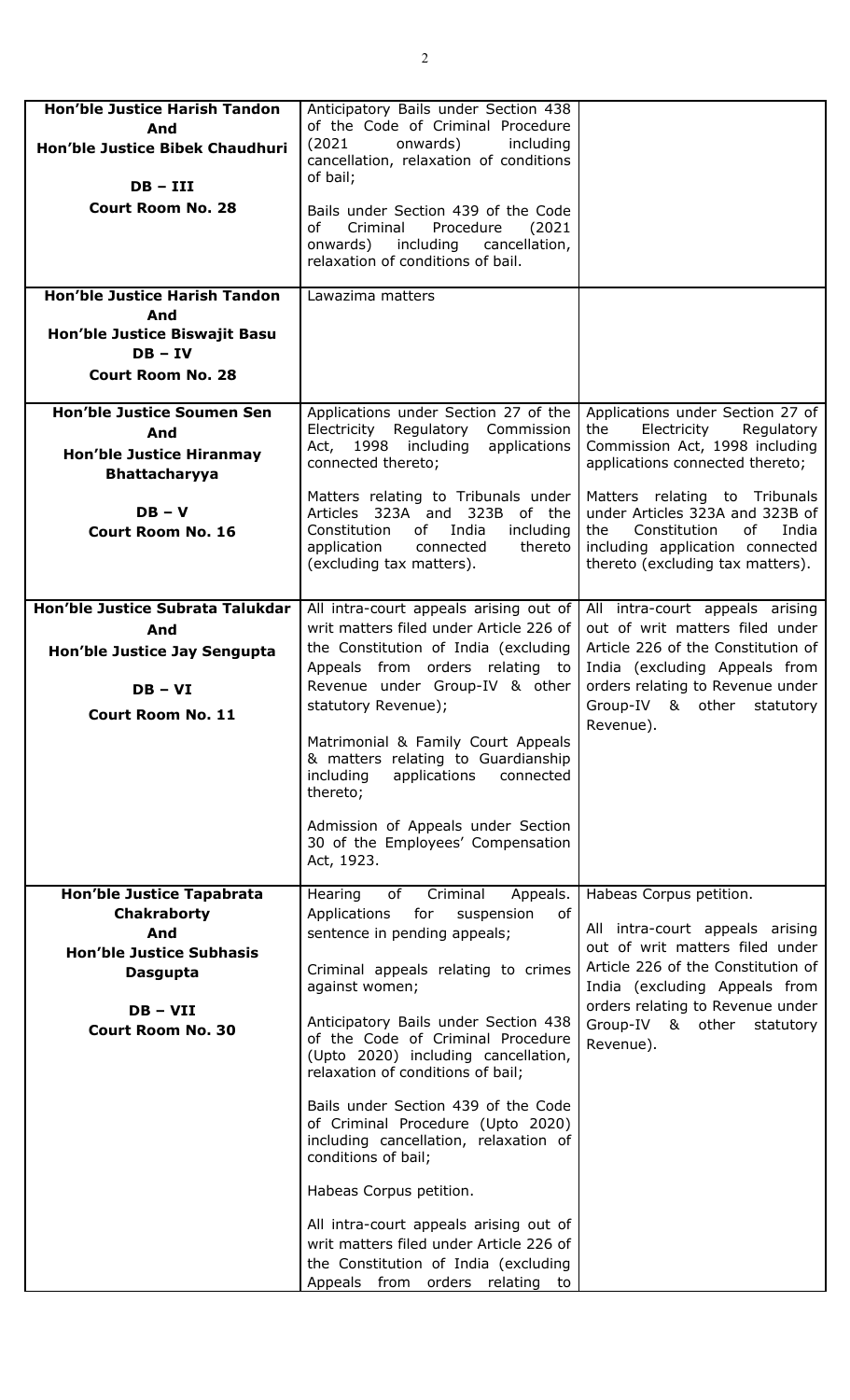| | | |
|---|---|---|
| **Hon'ble Justice Harish Tandon And Hon'ble Justice Bibek Chaudhuri**<br><br>**DB – III**<br>**Court Room No. 28** | Anticipatory Bails under Section 438 of the Code of Criminal Procedure (2021 onwards) including cancellation, relaxation of conditions of bail;<br><br>Bails under Section 439 of the Code of Criminal Procedure (2021 onwards) including cancellation, relaxation of conditions of bail. | |
| **Hon'ble Justice Harish Tandon And Hon'ble Justice Biswajit Basu**<br>**DB – IV**<br>**Court Room No. 28** | Lawazima matters | |
| **Hon'ble Justice Soumen Sen And Hon'ble Justice Hiranmay Bhattacharyya**<br><br>**DB – V**<br>**Court Room No. 16** | Applications under Section 27 of the Electricity Regulatory Commission Act, 1998 including applications connected thereto;<br><br>Matters relating to Tribunals under Articles 323A and 323B of the Constitution of India including application connected thereto (excluding tax matters). | Applications under Section 27 of the Electricity Regulatory Commission Act, 1998 including applications connected thereto;<br><br>Matters relating to Tribunals under Articles 323A and 323B of the Constitution of India including application connected thereto (excluding tax matters). |
| **Hon'ble Justice Subrata Talukdar And Hon'ble Justice Jay Sengupta**<br><br>**DB – VI**<br>**Court Room No. 11** | All intra-court appeals arising out of writ matters filed under Article 226 of the Constitution of India (excluding Appeals from orders relating to Revenue under Group-IV & other statutory Revenue);<br><br>Matrimonial & Family Court Appeals & matters relating to Guardianship including applications connected thereto;<br><br>Admission of Appeals under Section 30 of the Employees' Compensation Act, 1923. | All intra-court appeals arising out of writ matters filed under Article 226 of the Constitution of India (excluding Appeals from orders relating to Revenue under Group-IV & other statutory Revenue). |
| **Hon'ble Justice Tapabrata Chakraborty And Hon'ble Justice Subhasis Dasgupta**<br><br>**DB – VII**<br>**Court Room No. 30** | Hearing of Criminal Appeals. Applications for suspension of sentence in pending appeals;<br><br>Criminal appeals relating to crimes against women;<br><br>Anticipatory Bails under Section 438 of the Code of Criminal Procedure (Upto 2020) including cancellation, relaxation of conditions of bail;<br><br>Bails under Section 439 of the Code of Criminal Procedure (Upto 2020) including cancellation, relaxation of conditions of bail;<br><br>Habeas Corpus petition.<br><br>All intra-court appeals arising out of writ matters filed under Article 226 of the Constitution of India (excluding Appeals from orders relating to | Habeas Corpus petition.<br><br>All intra-court appeals arising out of writ matters filed under Article 226 of the Constitution of India (excluding Appeals from orders relating to Revenue under Group-IV & other statutory Revenue). |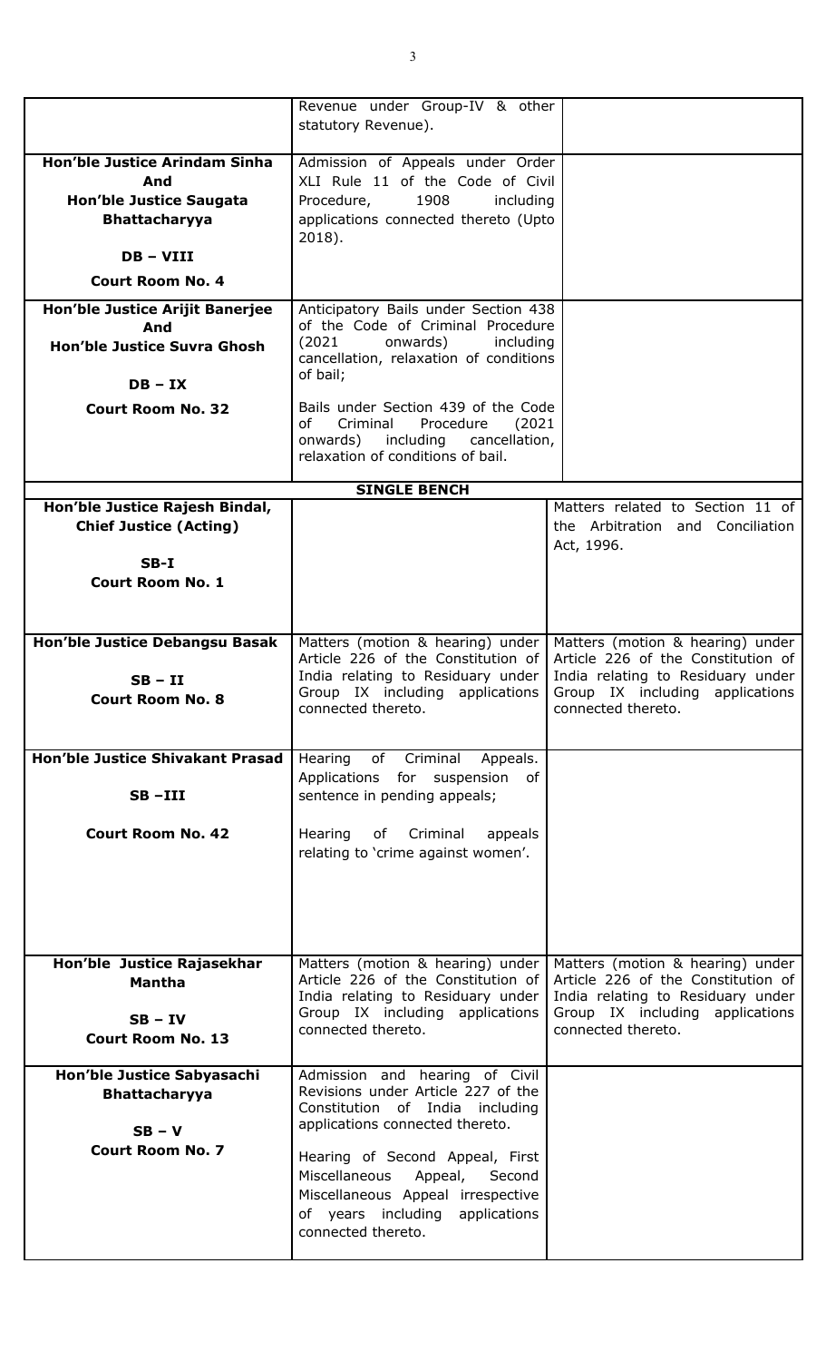| | | |
|---|---|---|
| | Revenue under Group-IV & other statutory Revenue). | |
| **Hon'ble Justice Arindam Sinha And Hon'ble Justice Saugata Bhattacharyya**<br>**DB – VIII**<br>**Court Room No. 4** | Admission of Appeals under Order XLI Rule 11 of the Code of Civil Procedure, 1908 including applications connected thereto (Upto 2018). | |
| **Hon'ble Justice Arijit Banerjee And Hon'ble Justice Suvra Ghosh**<br>**DB – IX**<br>**Court Room No. 32** | Anticipatory Bails under Section 438 of the Code of Criminal Procedure (2021 onwards) including cancellation, relaxation of conditions of bail;<br><br>Bails under Section 439 of the Code of Criminal Procedure (2021 onwards) including cancellation, relaxation of conditions of bail. | |
| | **SINGLE BENCH** | |
| **Hon'ble Justice Rajesh Bindal, Chief Justice (Acting)**<br>**SB-I**<br>**Court Room No. 1** | | Matters related to Section 11 of the Arbitration and Conciliation Act, 1996. |
| **Hon'ble Justice Debangsu Basak**<br>**SB – II**<br>**Court Room No. 8** | Matters (motion & hearing) under Article 226 of the Constitution of India relating to Residuary under Group IX including applications connected thereto. | Matters (motion & hearing) under Article 226 of the Constitution of India relating to Residuary under Group IX including applications connected thereto. |
| **Hon'ble Justice Shivakant Prasad**<br>**SB –III**<br>**Court Room No. 42** | Hearing of Criminal Appeals. Applications for suspension of sentence in pending appeals;<br><br>Hearing of Criminal appeals relating to 'crime against women'. | |
| **Hon'ble Justice Rajasekhar Mantha**<br>**SB – IV**<br>**Court Room No. 13** | Matters (motion & hearing) under Article 226 of the Constitution of India relating to Residuary under Group IX including applications connected thereto. | Matters (motion & hearing) under Article 226 of the Constitution of India relating to Residuary under Group IX including applications connected thereto. |
| **Hon'ble Justice Sabyasachi Bhattacharyya**<br>**SB – V**<br>**Court Room No. 7** | Admission and hearing of Civil Revisions under Article 227 of the Constitution of India including applications connected thereto.<br><br>Hearing of Second Appeal, First Miscellaneous Appeal, Second Miscellaneous Appeal irrespective of years including applications connected thereto. | |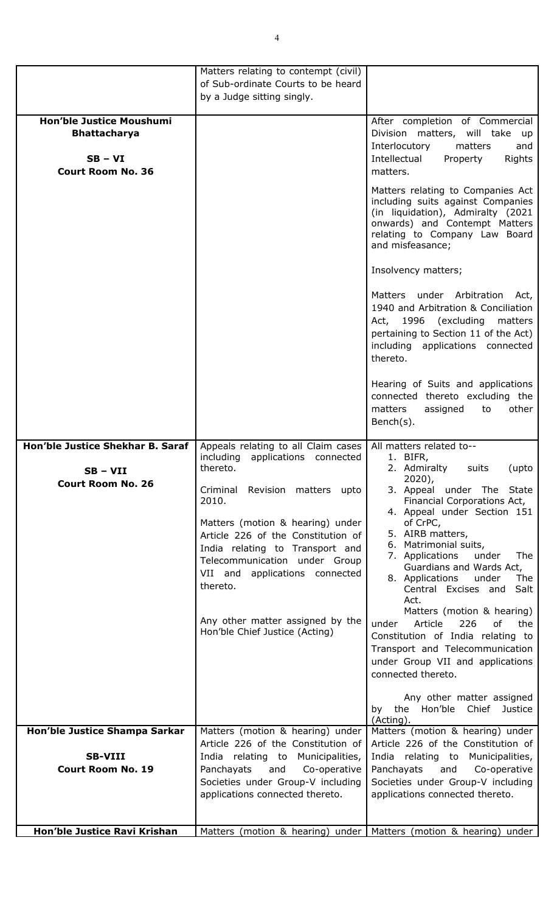| | | |
|---|---|---|
| | Matters relating to contempt (civil) of Sub-ordinate Courts to be heard by a Judge sitting singly. | |
| **Hon'ble Justice Moushumi Bhattacharya**<br><br>**SB – VI**<br>**Court Room No. 36** | | After completion of Commercial Division matters, will take up Interlocutory matters and Intellectual Property Rights matters.<br><br>Matters relating to Companies Act including suits against Companies (in liquidation), Admiralty (2021 onwards) and Contempt Matters relating to Company Law Board and misfeasance;<br><br>Insolvency matters;<br><br>Matters under Arbitration Act, 1940 and Arbitration & Conciliation Act, 1996 (excluding matters pertaining to Section 11 of the Act) including applications connected thereto.<br><br>Hearing of Suits and applications connected thereto excluding the matters assigned to other Bench(s). |
| **Hon'ble Justice Shekhar B. Saraf**<br><br>**SB – VII**<br>**Court Room No. 26** | Appeals relating to all Claim cases including applications connected thereto.<br><br>Criminal Revision matters upto 2010.<br><br>Matters (motion & hearing) under Article 226 of the Constitution of India relating to Transport and Telecommunication under Group VII and applications connected thereto.<br><br>Any other matter assigned by the Hon'ble Chief Justice (Acting) | All matters related to--<br>1. BIFR,<br>2. Admiralty suits (upto 2020),<br>3. Appeal under The State Financial Corporations Act,<br>4. Appeal under Section 151 of CrPC,<br>5. AIRB matters,<br>6. Matrimonial suits,<br>7. Applications under The Guardians and Wards Act,<br>8. Applications under The Central Excises and Salt Act.<br><br>Matters (motion & hearing) under Article 226 of the Constitution of India relating to Transport and Telecommunication under Group VII and applications connected thereto.<br><br>Any other matter assigned by the Hon'ble Chief Justice (Acting). |
| **Hon'ble Justice Shampa Sarkar**<br><br>**SB-VIII**<br>**Court Room No. 19** | Matters (motion & hearing) under Article 226 of the Constitution of India relating to Municipalities, Panchayats and Co-operative Societies under Group-V including applications connected thereto. | Matters (motion & hearing) under Article 226 of the Constitution of India relating to Municipalities, Panchayats and Co-operative Societies under Group-V including applications connected thereto. |
| **Hon'ble Justice Ravi Krishan** | Matters (motion & hearing) under | Matters (motion & hearing) under |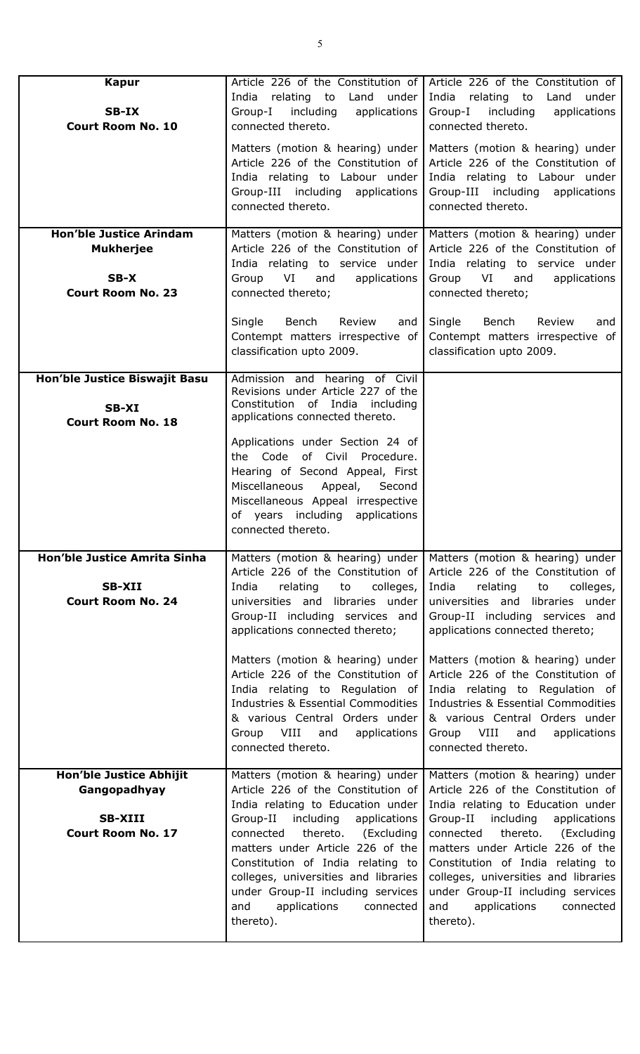| **Kapur**<br><br>**SB-IX**<br>**Court Room No. 10** | Article 226 of the Constitution of India relating to Land under Group-I including applications connected thereto.<br><br>Matters (motion & hearing) under Article 226 of the Constitution of India relating to Labour under Group-III including applications connected thereto. | Article 226 of the Constitution of India relating to Land under Group-I including applications connected thereto.<br><br>Matters (motion & hearing) under Article 226 of the Constitution of India relating to Labour under Group-III including applications connected thereto. |
|---|---|---|
| **Hon'ble Justice Arindam Mukherjee**<br><br>**SB-X**<br>**Court Room No. 23** | Matters (motion & hearing) under Article 226 of the Constitution of India relating to service under Group VI and applications connected thereto;<br><br>Single Bench Review and Contempt matters irrespective of classification upto 2009. | Matters (motion & hearing) under Article 226 of the Constitution of India relating to service under Group VI and applications connected thereto;<br><br>Single Bench Review and Contempt matters irrespective of classification upto 2009. |
| **Hon'ble Justice Biswajit Basu**<br><br>**SB-XI**<br>**Court Room No. 18** | Admission and hearing of Civil Revisions under Article 227 of the Constitution of India including applications connected thereto.<br><br>Applications under Section 24 of the Code of Civil Procedure. Hearing of Second Appeal, First Miscellaneous Appeal, Second Miscellaneous Appeal irrespective of years including applications connected thereto. | |
| **Hon'ble Justice Amrita Sinha**<br><br>**SB-XII**<br>**Court Room No. 24** | Matters (motion & hearing) under Article 226 of the Constitution of India relating to colleges, universities and libraries under Group-II including services and applications connected thereto;<br><br>Matters (motion & hearing) under Article 226 of the Constitution of India relating to Regulation of Industries & Essential Commodities & various Central Orders under Group VIII and applications connected thereto. | Matters (motion & hearing) under Article 226 of the Constitution of India relating to colleges, universities and libraries under Group-II including services and applications connected thereto;<br><br>Matters (motion & hearing) under Article 226 of the Constitution of India relating to Regulation of Industries & Essential Commodities & various Central Orders under Group VIII and applications connected thereto. |
| **Hon'ble Justice Abhijit Gangopadhyay**<br><br>**SB-XIII**<br>**Court Room No. 17** | Matters (motion & hearing) under Article 226 of the Constitution of India relating to Education under Group-II including applications connected thereto. (Excluding matters under Article 226 of the Constitution of India relating to colleges, universities and libraries under Group-II including services and applications connected thereto). | Matters (motion & hearing) under Article 226 of the Constitution of India relating to Education under Group-II including applications connected thereto. (Excluding matters under Article 226 of the Constitution of India relating to colleges, universities and libraries under Group-II including services and applications connected thereto). |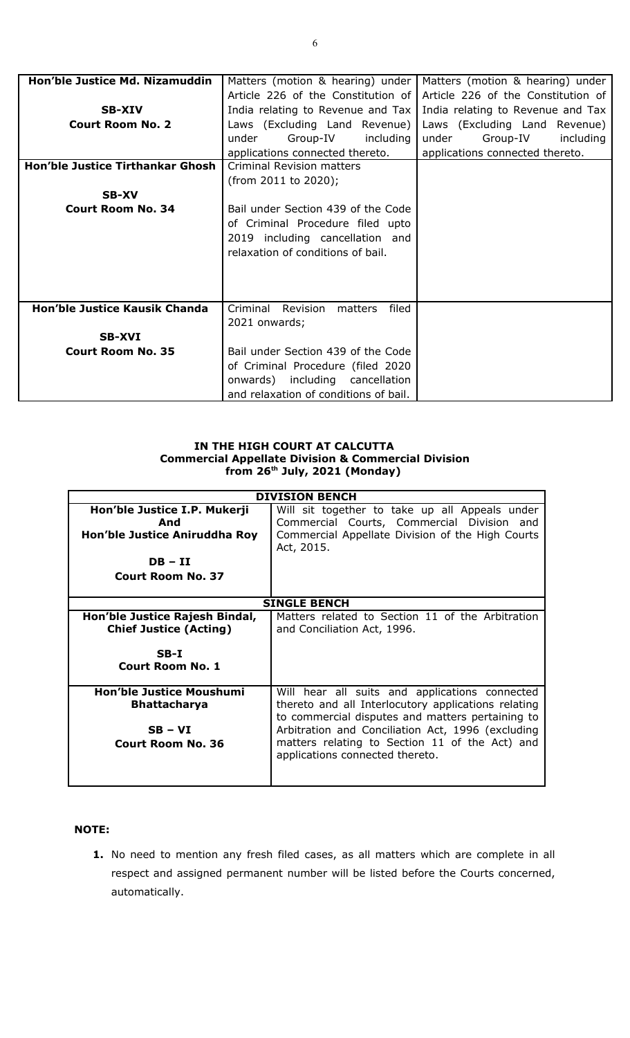| | | |
|---|---|---|
| **Hon'ble Justice Md. Nizamuddin**<br><br>**SB-XIV**<br>**Court Room No. 2** | Matters (motion & hearing) under Article 226 of the Constitution of India relating to Revenue and Tax Laws (Excluding Land Revenue) under Group-IV including applications connected thereto. | Matters (motion & hearing) under Article 226 of the Constitution of India relating to Revenue and Tax Laws (Excluding Land Revenue) under Group-IV including applications connected thereto. |
| **Hon'ble Justice Tirthankar Ghosh**<br><br>**SB-XV**<br>**Court Room No. 34** | Criminal Revision matters (from 2011 to 2020);<br><br>Bail under Section 439 of the Code of Criminal Procedure filed upto 2019 including cancellation and relaxation of conditions of bail. | |
| **Hon'ble Justice Kausik Chanda**<br><br>**SB-XVI**<br>**Court Room No. 35** | Criminal Revision matters filed 2021 onwards;<br><br>Bail under Section 439 of the Code of Criminal Procedure (filed 2020 onwards) including cancellation and relaxation of conditions of bail. | |

**IN THE HIGH COURT AT CALCUTTA**
**Commercial Appellate Division & Commercial Division**
**from 26th July, 2021 (Monday)**

| **DIVISION BENCH** | |
|---|---|
| **Hon'ble Justice I.P. Mukerji**<br>**And**<br>**Hon'ble Justice Aniruddha Roy**<br><br>**DB – II**<br>**Court Room No. 37** | Will sit together to take up all Appeals under Commercial Courts, Commercial Division and Commercial Appellate Division of the High Courts Act, 2015. |
| **SINGLE BENCH** | |
| **Hon'ble Justice Rajesh Bindal, Chief Justice (Acting)**<br><br>**SB-I**<br>**Court Room No. 1** | Matters related to Section 11 of the Arbitration and Conciliation Act, 1996. |
| **Hon'ble Justice Moushumi Bhattacharya**<br><br>**SB – VI**<br>**Court Room No. 36** | Will hear all suits and applications connected thereto and all Interlocutory applications relating to commercial disputes and matters pertaining to Arbitration and Conciliation Act, 1996 (excluding matters relating to Section 11 of the Act) and applications connected thereto. |

**NOTE:**

1. No need to mention any fresh filed cases, as all matters which are complete in all respect and assigned permanent number will be listed before the Courts concerned, automatically.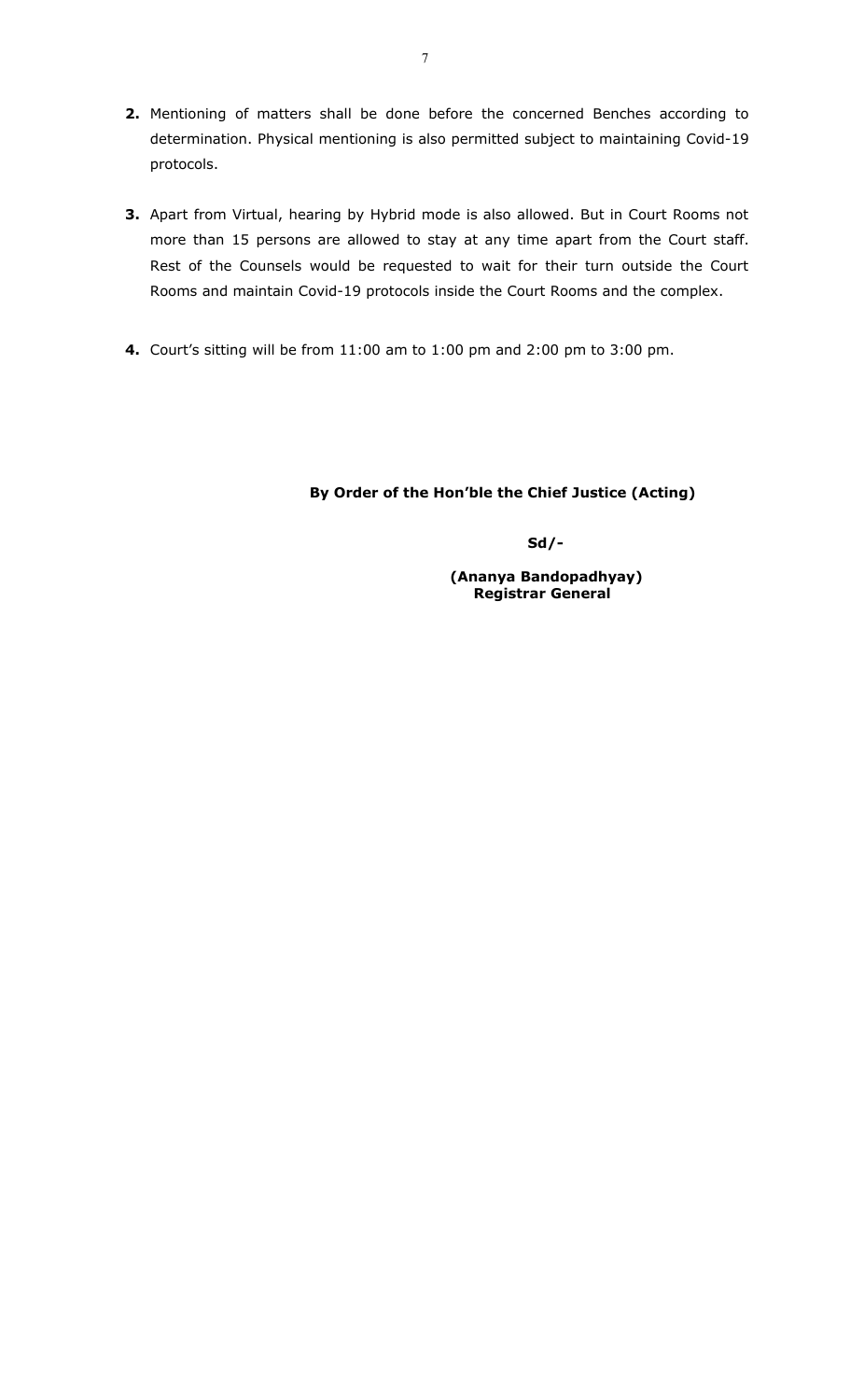**2.** Mentioning of matters shall be done before the concerned Benches according to determination. Physical mentioning is also permitted subject to maintaining Covid-19 protocols.

**3.** Apart from Virtual, hearing by Hybrid mode is also allowed. But in Court Rooms not more than 15 persons are allowed to stay at any time apart from the Court staff. Rest of the Counsels would be requested to wait for their turn outside the Court Rooms and maintain Covid-19 protocols inside the Court Rooms and the complex.

**4.** Court's sitting will be from 11:00 am to 1:00 pm and 2:00 pm to 3:00 pm.

**By Order of the Hon'ble the Chief Justice (Acting)**

**Sd/-**

**(Ananya Bandopadhyay)**
**Registrar General**